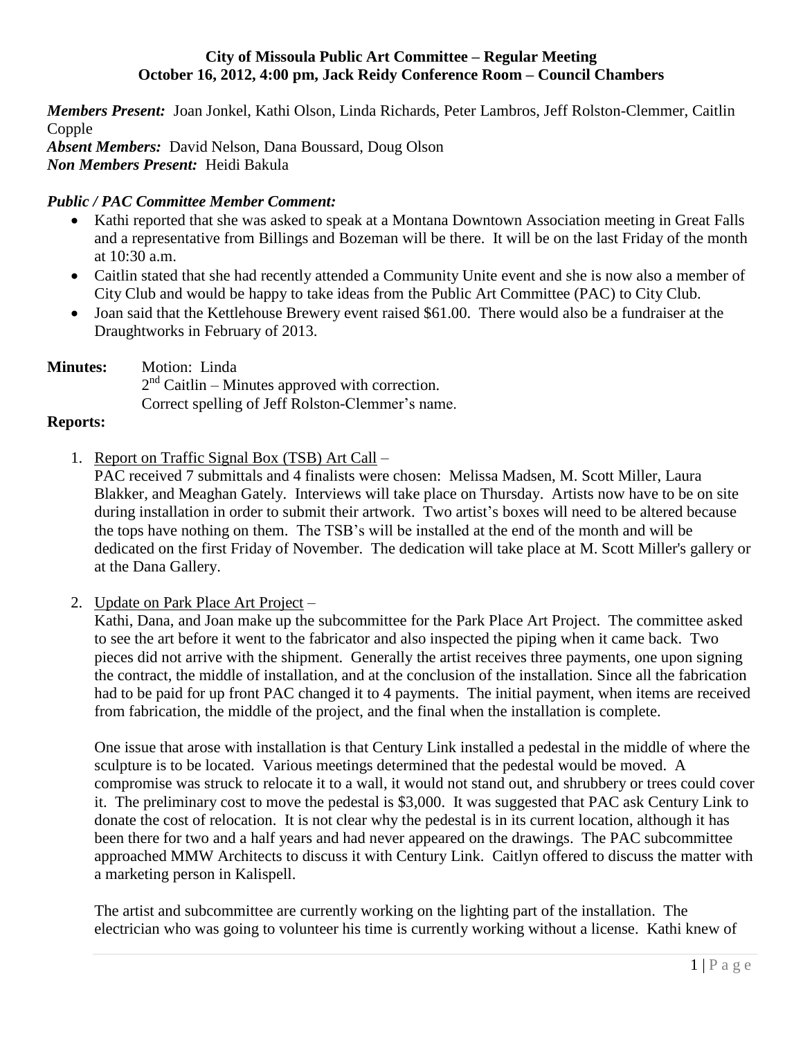**City of Missoula Public Art Committee – Regular Meeting**
**October 16, 2012, 4:00 pm, Jack Reidy Conference Room – Council Chambers**

***Members Present:*** Joan Jonkel, Kathi Olson, Linda Richards, Peter Lambros, Jeff Rolston-Clemmer, Caitlin Copple
***Absent Members:*** David Nelson, Dana Boussard, Doug Olson
***Non Members Present:*** Heidi Bakula

***Public / PAC Committee Member Comment:***

- Kathi reported that she was asked to speak at a Montana Downtown Association meeting in Great Falls and a representative from Billings and Bozeman will be there. It will be on the last Friday of the month at 10:30 a.m.
- Caitlin stated that she had recently attended a Community Unite event and she is now also a member of City Club and would be happy to take ideas from the Public Art Committee (PAC) to City Club.
- Joan said that the Kettlehouse Brewery event raised $61.00. There would also be a fundraiser at the Draughtworks in February of 2013.

**Minutes:** Motion: Linda
2nd Caitlin – Minutes approved with correction.
Correct spelling of Jeff Rolston-Clemmer's name.

**Reports:**

1. Report on Traffic Signal Box (TSB) Art Call –
PAC received 7 submittals and 4 finalists were chosen: Melissa Madsen, M. Scott Miller, Laura Blakker, and Meaghan Gately. Interviews will take place on Thursday. Artists now have to be on site during installation in order to submit their artwork. Two artist's boxes will need to be altered because the tops have nothing on them. The TSB's will be installed at the end of the month and will be dedicated on the first Friday of November. The dedication will take place at M. Scott Miller's gallery or at the Dana Gallery.

2. Update on Park Place Art Project –
Kathi, Dana, and Joan make up the subcommittee for the Park Place Art Project. The committee asked to see the art before it went to the fabricator and also inspected the piping when it came back. Two pieces did not arrive with the shipment. Generally the artist receives three payments, one upon signing the contract, the middle of installation, and at the conclusion of the installation. Since all the fabrication had to be paid for up front PAC changed it to 4 payments. The initial payment, when items are received from fabrication, the middle of the project, and the final when the installation is complete.

   One issue that arose with installation is that Century Link installed a pedestal in the middle of where the sculpture is to be located. Various meetings determined that the pedestal would be moved. A compromise was struck to relocate it to a wall, it would not stand out, and shrubbery or trees could cover it. The preliminary cost to move the pedestal is $3,000. It was suggested that PAC ask Century Link to donate the cost of relocation. It is not clear why the pedestal is in its current location, although it has been there for two and a half years and had never appeared on the drawings. The PAC subcommittee approached MMW Architects to discuss it with Century Link. Caitlyn offered to discuss the matter with a marketing person in Kalispell.

   The artist and subcommittee are currently working on the lighting part of the installation. The electrician who was going to volunteer his time is currently working without a license. Kathi knew of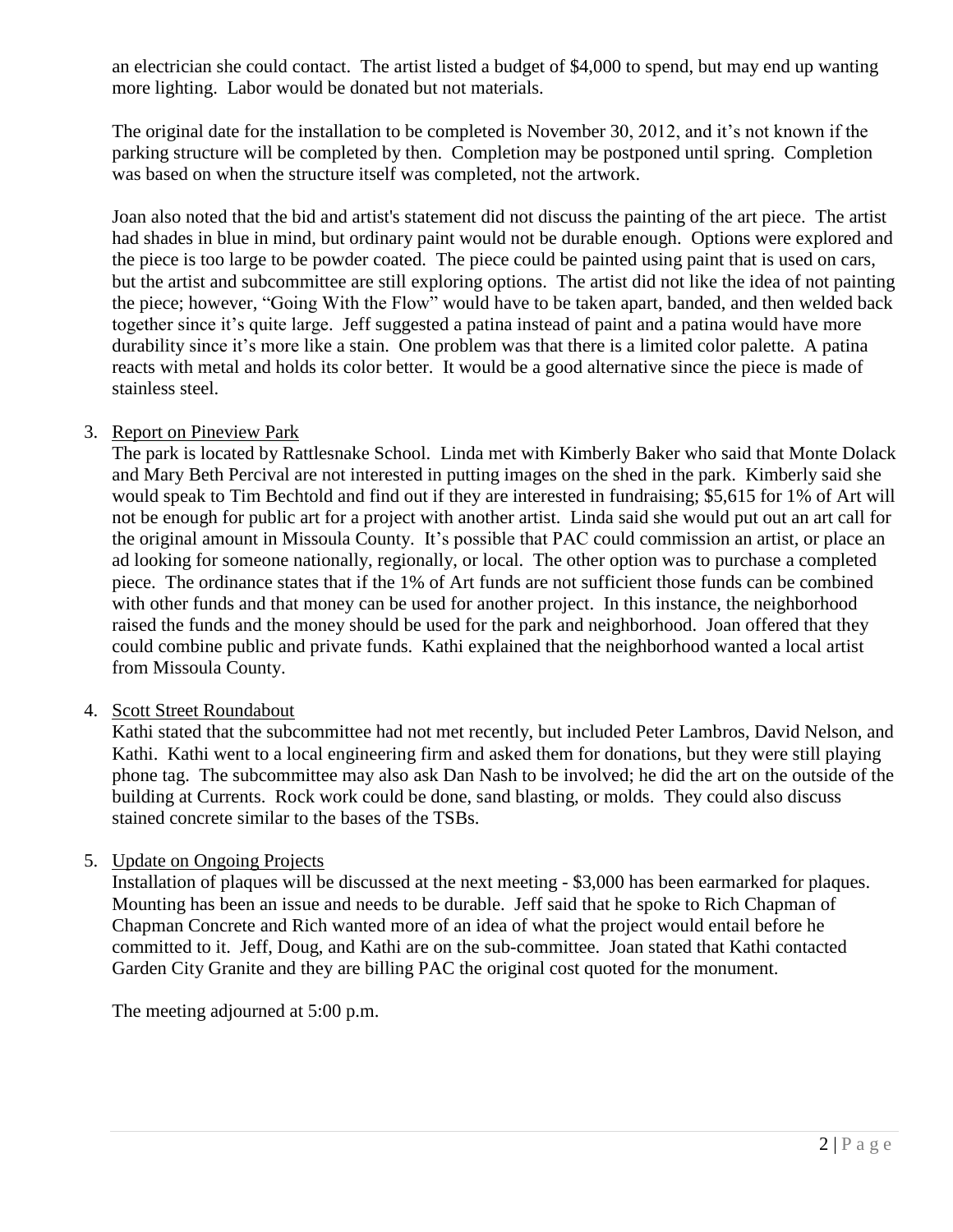an electrician she could contact. The artist listed a budget of $4,000 to spend, but may end up wanting more lighting. Labor would be donated but not materials.

The original date for the installation to be completed is November 30, 2012, and it's not known if the parking structure will be completed by then. Completion may be postponed until spring. Completion was based on when the structure itself was completed, not the artwork.

Joan also noted that the bid and artist's statement did not discuss the painting of the art piece. The artist had shades in blue in mind, but ordinary paint would not be durable enough. Options were explored and the piece is too large to be powder coated. The piece could be painted using paint that is used on cars, but the artist and subcommittee are still exploring options. The artist did not like the idea of not painting the piece; however, "Going With the Flow" would have to be taken apart, banded, and then welded back together since it's quite large. Jeff suggested a patina instead of paint and a patina would have more durability since it's more like a stain. One problem was that there is a limited color palette. A patina reacts with metal and holds its color better. It would be a good alternative since the piece is made of stainless steel.

3. <u>Report on Pineview Park</u>
   The park is located by Rattlesnake School. Linda met with Kimberly Baker who said that Monte Dolack and Mary Beth Percival are not interested in putting images on the shed in the park. Kimberly said she would speak to Tim Bechtold and find out if they are interested in fundraising; $5,615 for 1% of Art will not be enough for public art for a project with another artist. Linda said she would put out an art call for the original amount in Missoula County. It's possible that PAC could commission an artist, or place an ad looking for someone nationally, regionally, or local. The other option was to purchase a completed piece. The ordinance states that if the 1% of Art funds are not sufficient those funds can be combined with other funds and that money can be used for another project. In this instance, the neighborhood raised the funds and the money should be used for the park and neighborhood. Joan offered that they could combine public and private funds. Kathi explained that the neighborhood wanted a local artist from Missoula County.

4. <u>Scott Street Roundabout</u>
   Kathi stated that the subcommittee had not met recently, but included Peter Lambros, David Nelson, and Kathi. Kathi went to a local engineering firm and asked them for donations, but they were still playing phone tag. The subcommittee may also ask Dan Nash to be involved; he did the art on the outside of the building at Currents. Rock work could be done, sand blasting, or molds. They could also discuss stained concrete similar to the bases of the TSBs.

5. <u>Update on Ongoing Projects</u>
   Installation of plaques will be discussed at the next meeting - $3,000 has been earmarked for plaques. Mounting has been an issue and needs to be durable. Jeff said that he spoke to Rich Chapman of Chapman Concrete and Rich wanted more of an idea of what the project would entail before he committed to it. Jeff, Doug, and Kathi are on the sub-committee. Joan stated that Kathi contacted Garden City Granite and they are billing PAC the original cost quoted for the monument.

The meeting adjourned at 5:00 p.m.